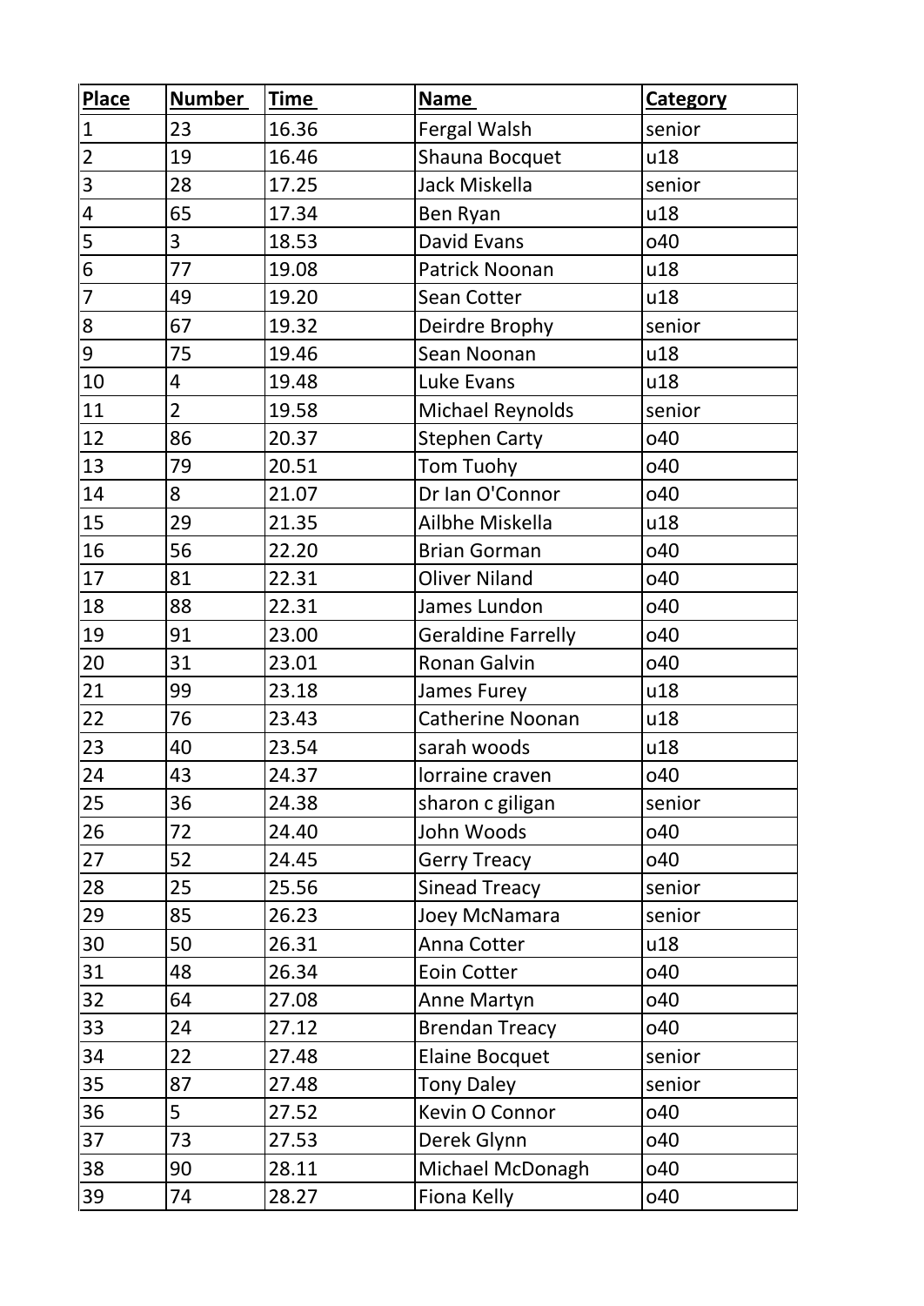| Place | Number | Time | Name | Category |
|---|---|---|---|---|
| 1 | 23 | 16.36 | Fergal Walsh | senior |
| 2 | 19 | 16.46 | Shauna Bocquet | u18 |
| 3 | 28 | 17.25 | Jack Miskella | senior |
| 4 | 65 | 17.34 | Ben Ryan | u18 |
| 5 | 3 | 18.53 | David Evans | o40 |
| 6 | 77 | 19.08 | Patrick Noonan | u18 |
| 7 | 49 | 19.20 | Sean Cotter | u18 |
| 8 | 67 | 19.32 | Deirdre Brophy | senior |
| 9 | 75 | 19.46 | Sean Noonan | u18 |
| 10 | 4 | 19.48 | Luke Evans | u18 |
| 11 | 2 | 19.58 | Michael Reynolds | senior |
| 12 | 86 | 20.37 | Stephen Carty | o40 |
| 13 | 79 | 20.51 | Tom Tuohy | o40 |
| 14 | 8 | 21.07 | Dr Ian O'Connor | o40 |
| 15 | 29 | 21.35 | Ailbhe Miskella | u18 |
| 16 | 56 | 22.20 | Brian Gorman | o40 |
| 17 | 81 | 22.31 | Oliver Niland | o40 |
| 18 | 88 | 22.31 | James Lundon | o40 |
| 19 | 91 | 23.00 | Geraldine Farrelly | o40 |
| 20 | 31 | 23.01 | Ronan Galvin | o40 |
| 21 | 99 | 23.18 | James Furey | u18 |
| 22 | 76 | 23.43 | Catherine Noonan | u18 |
| 23 | 40 | 23.54 | sarah woods | u18 |
| 24 | 43 | 24.37 | lorraine craven | o40 |
| 25 | 36 | 24.38 | sharon c giligan | senior |
| 26 | 72 | 24.40 | John Woods | o40 |
| 27 | 52 | 24.45 | Gerry Treacy | o40 |
| 28 | 25 | 25.56 | Sinead Treacy | senior |
| 29 | 85 | 26.23 | Joey McNamara | senior |
| 30 | 50 | 26.31 | Anna Cotter | u18 |
| 31 | 48 | 26.34 | Eoin Cotter | o40 |
| 32 | 64 | 27.08 | Anne Martyn | o40 |
| 33 | 24 | 27.12 | Brendan Treacy | o40 |
| 34 | 22 | 27.48 | Elaine Bocquet | senior |
| 35 | 87 | 27.48 | Tony Daley | senior |
| 36 | 5 | 27.52 | Kevin O Connor | o40 |
| 37 | 73 | 27.53 | Derek Glynn | o40 |
| 38 | 90 | 28.11 | Michael McDonagh | o40 |
| 39 | 74 | 28.27 | Fiona Kelly | o40 |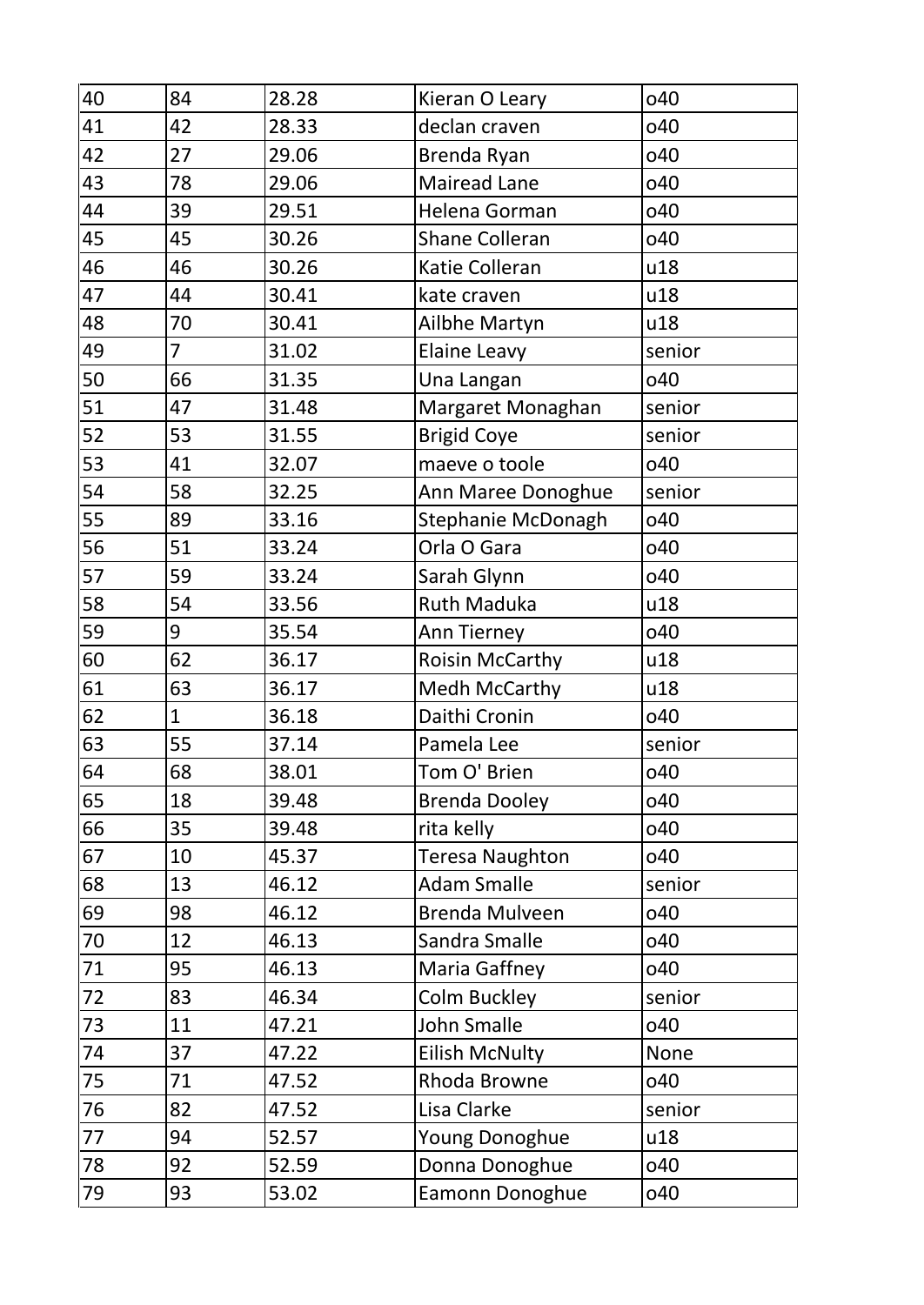| | | | | |
|---|---|---|---|---|
| 40 | 84 | 28.28 | Kieran O Leary | o40 |
| 41 | 42 | 28.33 | declan craven | o40 |
| 42 | 27 | 29.06 | Brenda Ryan | o40 |
| 43 | 78 | 29.06 | Mairead Lane | o40 |
| 44 | 39 | 29.51 | Helena Gorman | o40 |
| 45 | 45 | 30.26 | Shane Colleran | o40 |
| 46 | 46 | 30.26 | Katie Colleran | u18 |
| 47 | 44 | 30.41 | kate craven | u18 |
| 48 | 70 | 30.41 | Ailbhe Martyn | u18 |
| 49 | 7 | 31.02 | Elaine Leavy | senior |
| 50 | 66 | 31.35 | Una Langan | o40 |
| 51 | 47 | 31.48 | Margaret Monaghan | senior |
| 52 | 53 | 31.55 | Brigid Coye | senior |
| 53 | 41 | 32.07 | maeve o toole | o40 |
| 54 | 58 | 32.25 | Ann Maree Donoghue | senior |
| 55 | 89 | 33.16 | Stephanie McDonagh | o40 |
| 56 | 51 | 33.24 | Orla O Gara | o40 |
| 57 | 59 | 33.24 | Sarah Glynn | o40 |
| 58 | 54 | 33.56 | Ruth Maduka | u18 |
| 59 | 9 | 35.54 | Ann Tierney | o40 |
| 60 | 62 | 36.17 | Roisin McCarthy | u18 |
| 61 | 63 | 36.17 | Medh McCarthy | u18 |
| 62 | 1 | 36.18 | Daithi Cronin | o40 |
| 63 | 55 | 37.14 | Pamela Lee | senior |
| 64 | 68 | 38.01 | Tom O' Brien | o40 |
| 65 | 18 | 39.48 | Brenda Dooley | o40 |
| 66 | 35 | 39.48 | rita kelly | o40 |
| 67 | 10 | 45.37 | Teresa Naughton | o40 |
| 68 | 13 | 46.12 | Adam Smalle | senior |
| 69 | 98 | 46.12 | Brenda Mulveen | o40 |
| 70 | 12 | 46.13 | Sandra Smalle | o40 |
| 71 | 95 | 46.13 | Maria Gaffney | o40 |
| 72 | 83 | 46.34 | Colm Buckley | senior |
| 73 | 11 | 47.21 | John Smalle | o40 |
| 74 | 37 | 47.22 | Eilish McNulty | None |
| 75 | 71 | 47.52 | Rhoda Browne | o40 |
| 76 | 82 | 47.52 | Lisa Clarke | senior |
| 77 | 94 | 52.57 | Young Donoghue | u18 |
| 78 | 92 | 52.59 | Donna Donoghue | o40 |
| 79 | 93 | 53.02 | Eamonn Donoghue | o40 |